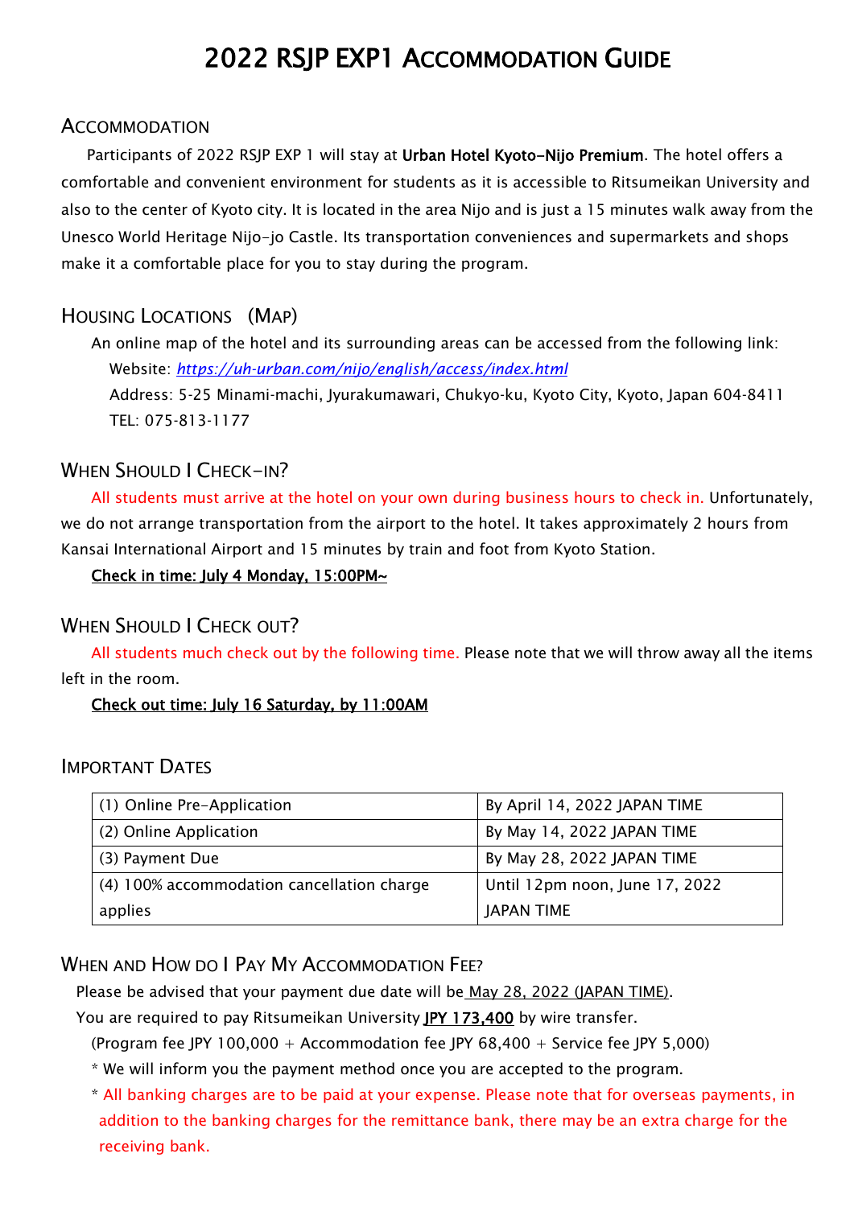# 2022 RSJP EXP1 Accommodation Guide

## Accommodation

Participants of 2022 RSJP EXP 1 will stay at **Urban Hotel Kyoto-Nijo Premium**. The hotel offers a comfortable and convenient environment for students as it is accessible to Ritsumeikan University and also to the center of Kyoto city. It is located in the area Nijo and is just a 15 minutes walk away from the Unesco World Heritage Nijo-jo Castle. Its transportation conveniences and supermarkets and shops make it a comfortable place for you to stay during the program.

## Housing Locations (Map)

An online map of the hotel and its surrounding areas can be accessed from the following link:

Website: *https://uh-urban.com/nijo/english/access/index.html*

Address: 5-25 Minami-machi, Jyurakumawari, Chukyo-ku, Kyoto City, Kyoto, Japan 604-8411

TEL: 075-813-1177

## When Should I Check-in?

All students must arrive at the hotel on your own during business hours to check in. Unfortunately, we do not arrange transportation from the airport to the hotel. It takes approximately 2 hours from Kansai International Airport and 15 minutes by train and foot from Kyoto Station.

Check in time: July 4 Monday, 15:00PM~

## When Should I Check out?

All students much check out by the following time. Please note that we will throw away all the items left in the room.

Check out time: July 16 Saturday, by 11:00AM

## Important Dates

| | |
|---|---|
| (1) Online Pre-Application | By April 14, 2022 JAPAN TIME |
| (2) Online Application | By May 14, 2022 JAPAN TIME |
| (3) Payment Due | By May 28, 2022 JAPAN TIME |
| (4) 100% accommodation cancellation charge applies | Until 12pm noon, June 17, 2022 JAPAN TIME |

## When and How do I Pay My Accommodation Fee?

Please be advised that your payment due date will be May 28, 2022 (JAPAN TIME).

You are required to pay Ritsumeikan University **JPY 173,400** by wire transfer.

(Program fee JPY 100,000 + Accommodation fee JPY 68,400 + Service fee JPY 5,000)

\* We will inform you the payment method once you are accepted to the program.

\* All banking charges are to be paid at your expense. Please note that for overseas payments, in addition to the banking charges for the remittance bank, there may be an extra charge for the receiving bank.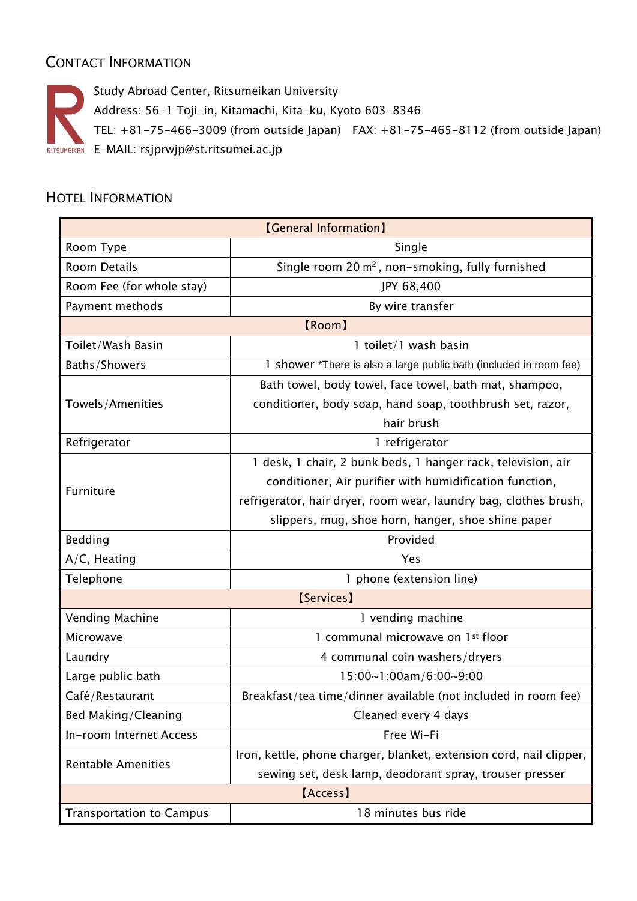## Contact Information

Study Abroad Center, Ritsumeikan University
Address: 56-1 Toji-in, Kitamachi, Kita-ku, Kyoto 603-8346
TEL: +81-75-466-3009 (from outside Japan)　FAX: +81-75-465-8112 (from outside Japan)
E-MAIL: rsjprwjp@st.ritsumei.ac.jp

## Hotel Information

| 【General Information】 | |
|---|---|
| Room Type | Single |
| Room Details | Single room 20 m², non-smoking, fully furnished |
| Room Fee (for whole stay) | JPY 68,400 |
| Payment methods | By wire transfer |
| 【Room】 | |
| Toilet/Wash Basin | 1 toilet/1 wash basin |
| Baths/Showers | 1 shower *There is also a large public bath (included in room fee) |
| Towels/Amenities | Bath towel, body towel, face towel, bath mat, shampoo, conditioner, body soap, hand soap, toothbrush set, razor, hair brush |
| Refrigerator | 1 refrigerator |
| Furniture | 1 desk, 1 chair, 2 bunk beds, 1 hanger rack, television, air conditioner, Air purifier with humidification function, refrigerator, hair dryer, room wear, laundry bag, clothes brush, slippers, mug, shoe horn, hanger, shoe shine paper |
| Bedding | Provided |
| A/C, Heating | Yes |
| Telephone | 1 phone (extension line) |
| 【Services】 | |
| Vending Machine | 1 vending machine |
| Microwave | 1 communal microwave on 1st floor |
| Laundry | 4 communal coin washers/dryers |
| Large public bath | 15:00~1:00am/6:00~9:00 |
| Café/Restaurant | Breakfast/tea time/dinner available (not included in room fee) |
| Bed Making/Cleaning | Cleaned every 4 days |
| In-room Internet Access | Free Wi-Fi |
| Rentable Amenities | Iron, kettle, phone charger, blanket, extension cord, nail clipper, sewing set, desk lamp, deodorant spray, trouser presser |
| 【Access】 | |
| Transportation to Campus | 18 minutes bus ride |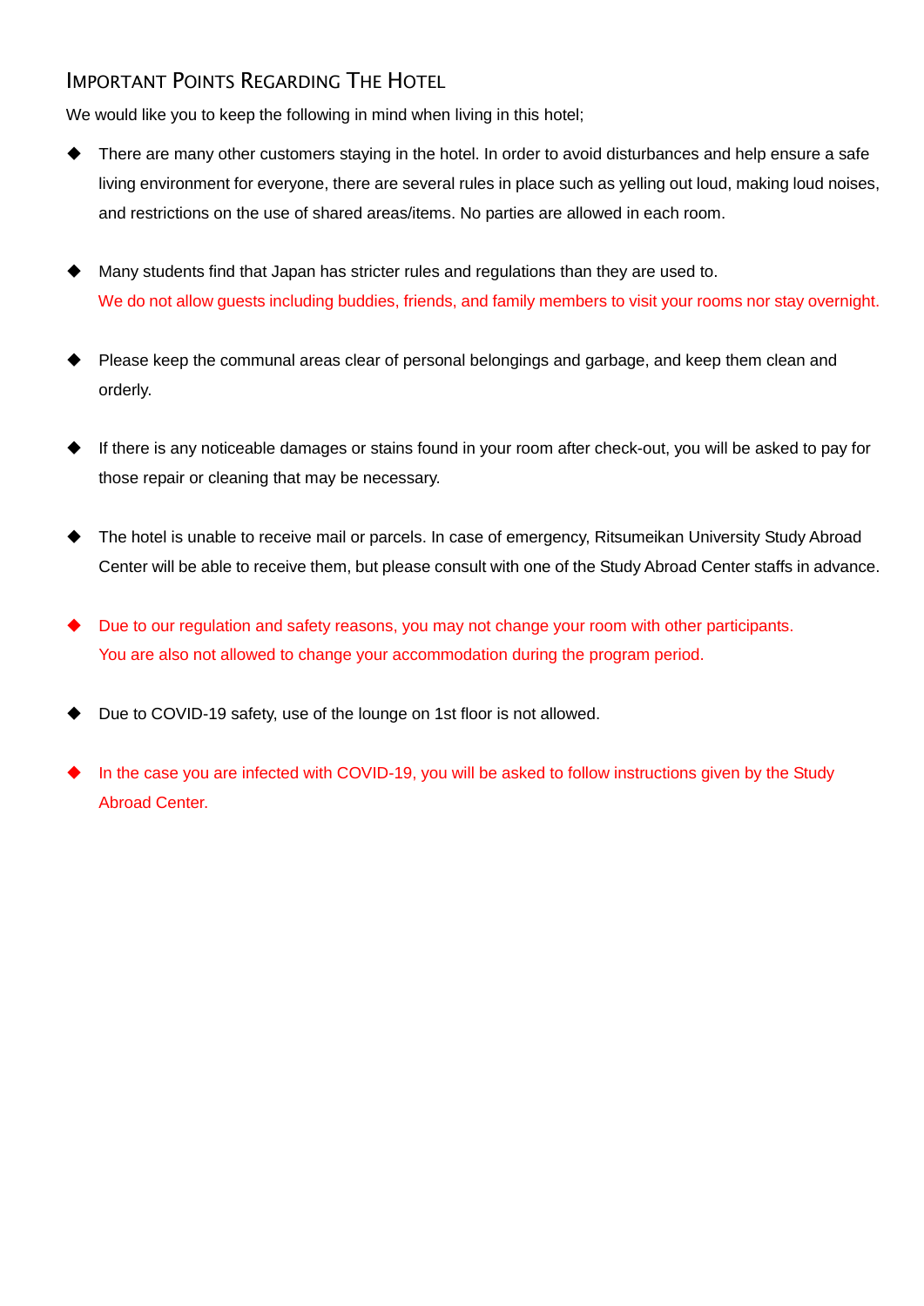## Important Points Regarding The Hotel

We would like you to keep the following in mind when living in this hotel;

- There are many other customers staying in the hotel. In order to avoid disturbances and help ensure a safe living environment for everyone, there are several rules in place such as yelling out loud, making loud noises, and restrictions on the use of shared areas/items. No parties are allowed in each room.

- Many students find that Japan has stricter rules and regulations than they are used to.
  We do not allow guests including buddies, friends, and family members to visit your rooms nor stay overnight.

- Please keep the communal areas clear of personal belongings and garbage, and keep them clean and orderly.

- If there is any noticeable damages or stains found in your room after check-out, you will be asked to pay for those repair or cleaning that may be necessary.

- The hotel is unable to receive mail or parcels. In case of emergency, Ritsumeikan University Study Abroad Center will be able to receive them, but please consult with one of the Study Abroad Center staffs in advance.

- Due to our regulation and safety reasons, you may not change your room with other participants.
  You are also not allowed to change your accommodation during the program period.

- Due to COVID-19 safety, use of the lounge on 1st floor is not allowed.

- In the case you are infected with COVID-19, you will be asked to follow instructions given by the Study Abroad Center.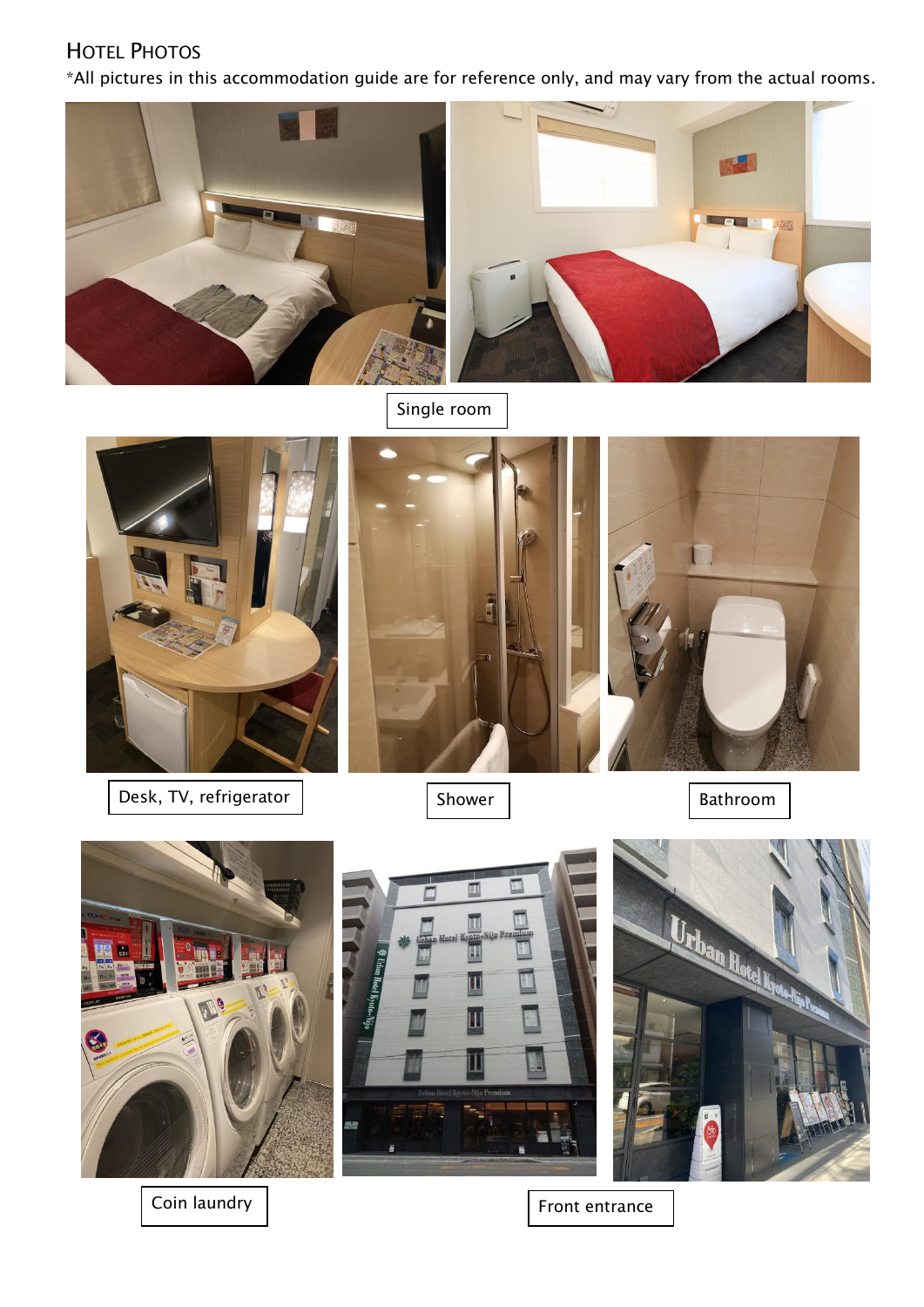## Hotel Photos

*All pictures in this accommodation guide are for reference only, and may vary from the actual rooms.

Single room

Desk, TV, refrigerator

Shower

Bathroom

Coin laundry

Front entrance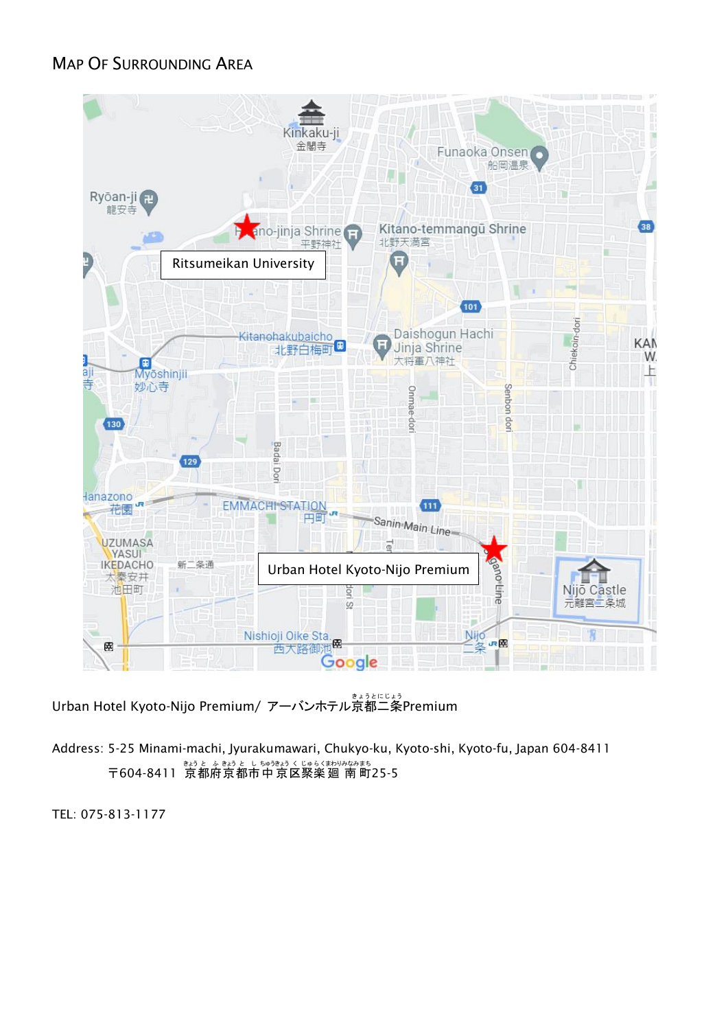## Map Of Surrounding Area

Ritsumeikan University

Urban Hotel Kyoto-Nijo Premium

Urban Hotel Kyoto-Nijo Premium/ アーバンホテル京都二条Premium

Address: 5-25 Minami-machi, Jyurakumawari, Chukyo-ku, Kyoto-shi, Kyoto-fu, Japan 604-8411

〒604-8411 京都府京都市中京区聚楽廻南町25-5

TEL: 075-813-1177